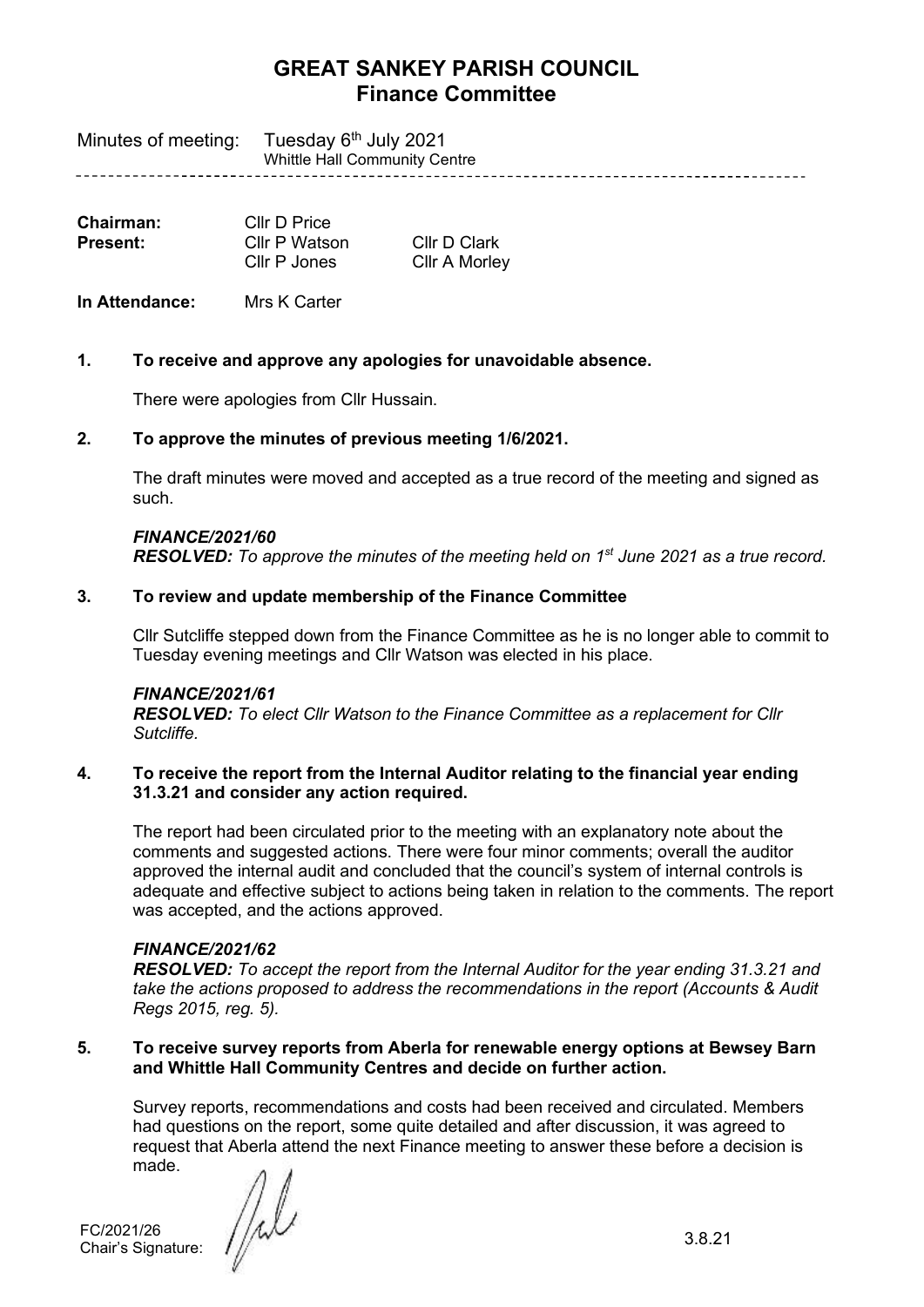# GREAT SANKEY PARISH COUNCIL
## Finance Committee

Minutes of meeting: Tuesday 6th July 2021
Whittle Hall Community Centre

---

**Chairman:** Cllr D Price
**Present:** Cllr P Watson, Cllr D Clark, Cllr P Jones, Cllr A Morley

**In Attendance:** Mrs K Carter

**1. To receive and approve any apologies for unavoidable absence.**

There were apologies from Cllr Hussain.

**2. To approve the minutes of previous meeting 1/6/2021.**

The draft minutes were moved and accepted as a true record of the meeting and signed as such.

***FINANCE/2021/60***
***RESOLVED:*** *To approve the minutes of the meeting held on 1st June 2021 as a true record.*

**3. To review and update membership of the Finance Committee**

Cllr Sutcliffe stepped down from the Finance Committee as he is no longer able to commit to Tuesday evening meetings and Cllr Watson was elected in his place.

***FINANCE/2021/61***
***RESOLVED:*** *To elect Cllr Watson to the Finance Committee as a replacement for Cllr Sutcliffe.*

**4. To receive the report from the Internal Auditor relating to the financial year ending 31.3.21 and consider any action required.**

The report had been circulated prior to the meeting with an explanatory note about the comments and suggested actions. There were four minor comments; overall the auditor approved the internal audit and concluded that the council's system of internal controls is adequate and effective subject to actions being taken in relation to the comments. The report was accepted, and the actions approved.

***FINANCE/2021/62***
***RESOLVED:*** *To accept the report from the Internal Auditor for the year ending 31.3.21 and take the actions proposed to address the recommendations in the report (Accounts & Audit Regs 2015, reg. 5).*

**5. To receive survey reports from Aberla for renewable energy options at Bewsey Barn and Whittle Hall Community Centres and decide on further action.**

Survey reports, recommendations and costs had been received and circulated. Members had questions on the report, some quite detailed and after discussion, it was agreed to request that Aberla attend the next Finance meeting to answer these before a decision is made.

FC/2021/26
Chair's Signature: 3.8.21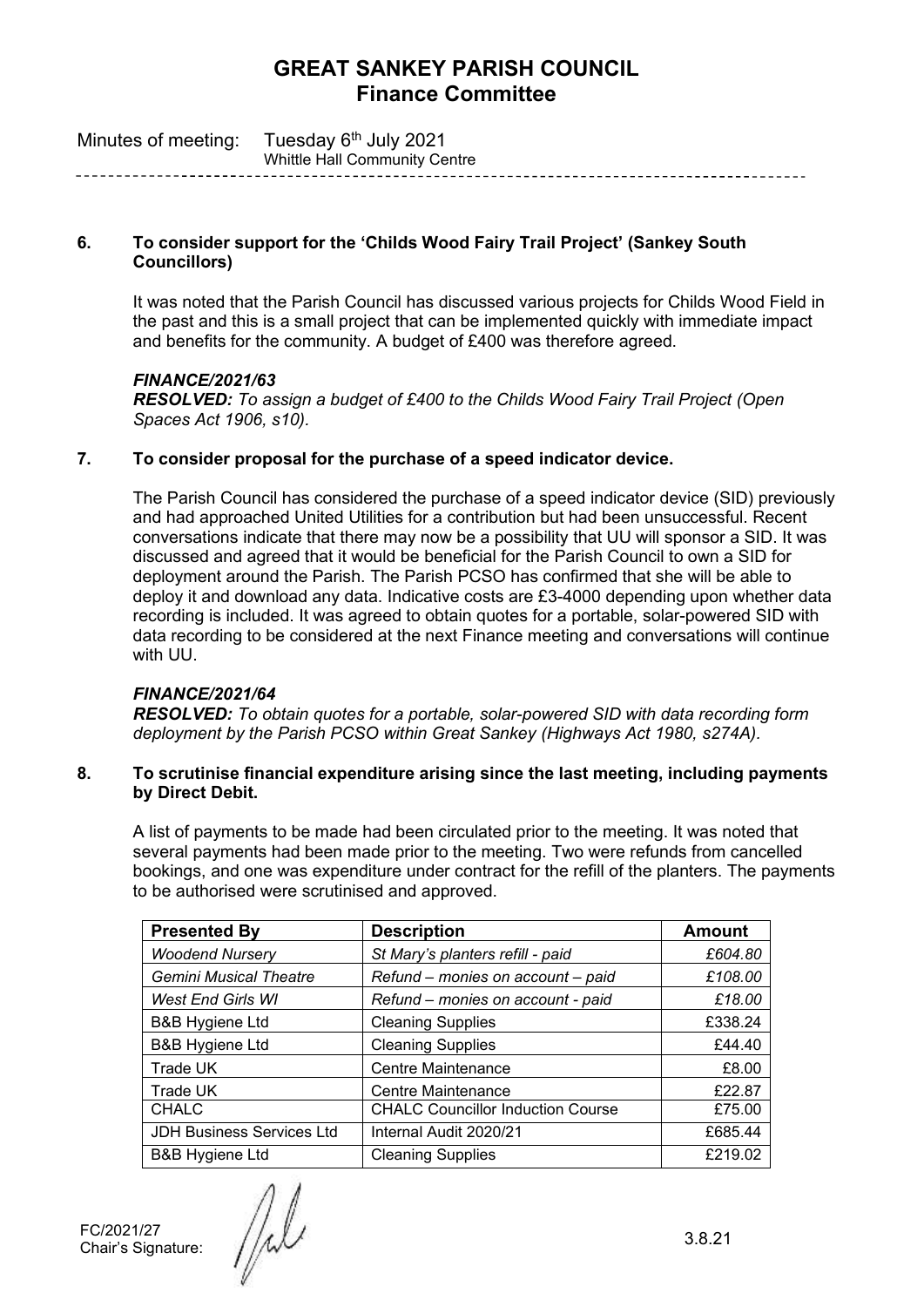# GREAT SANKEY PARISH COUNCIL
## Finance Committee

Minutes of meeting: Tuesday 6th July 2021
Whittle Hall Community Centre

---

### 6. To consider support for the 'Childs Wood Fairy Trail Project' (Sankey South Councillors)

It was noted that the Parish Council has discussed various projects for Childs Wood Field in the past and this is a small project that can be implemented quickly with immediate impact and benefits for the community. A budget of £400 was therefore agreed.

***FINANCE/2021/63***
***RESOLVED:*** *To assign a budget of £400 to the Childs Wood Fairy Trail Project (Open Spaces Act 1906, s10).*

### 7. To consider proposal for the purchase of a speed indicator device.

The Parish Council has considered the purchase of a speed indicator device (SID) previously and had approached United Utilities for a contribution but had been unsuccessful. Recent conversations indicate that there may now be a possibility that UU will sponsor a SID. It was discussed and agreed that it would be beneficial for the Parish Council to own a SID for deployment around the Parish. The Parish PCSO has confirmed that she will be able to deploy it and download any data. Indicative costs are £3-4000 depending upon whether data recording is included. It was agreed to obtain quotes for a portable, solar-powered SID with data recording to be considered at the next Finance meeting and conversations will continue with UU.

***FINANCE/2021/64***
***RESOLVED:*** *To obtain quotes for a portable, solar-powered SID with data recording form deployment by the Parish PCSO within Great Sankey (Highways Act 1980, s274A).*

### 8. To scrutinise financial expenditure arising since the last meeting, including payments by Direct Debit.

A list of payments to be made had been circulated prior to the meeting. It was noted that several payments had been made prior to the meeting. Two were refunds from cancelled bookings, and one was expenditure under contract for the refill of the planters. The payments to be authorised were scrutinised and approved.

| Presented By | Description | Amount |
|---|---|---|
| *Woodend Nursery* | *St Mary's planters refill - paid* | *£604.80* |
| *Gemini Musical Theatre* | *Refund – monies on account – paid* | *£108.00* |
| *West End Girls WI* | *Refund – monies on account - paid* | *£18.00* |
| B&B Hygiene Ltd | Cleaning Supplies | £338.24 |
| B&B Hygiene Ltd | Cleaning Supplies | £44.40 |
| Trade UK | Centre Maintenance | £8.00 |
| Trade UK | Centre Maintenance | £22.87 |
| CHALC | CHALC Councillor Induction Course | £75.00 |
| JDH Business Services Ltd | Internal Audit 2020/21 | £685.44 |
| B&B Hygiene Ltd | Cleaning Supplies | £219.02 |

FC/2021/27
Chair's Signature: 3.8.21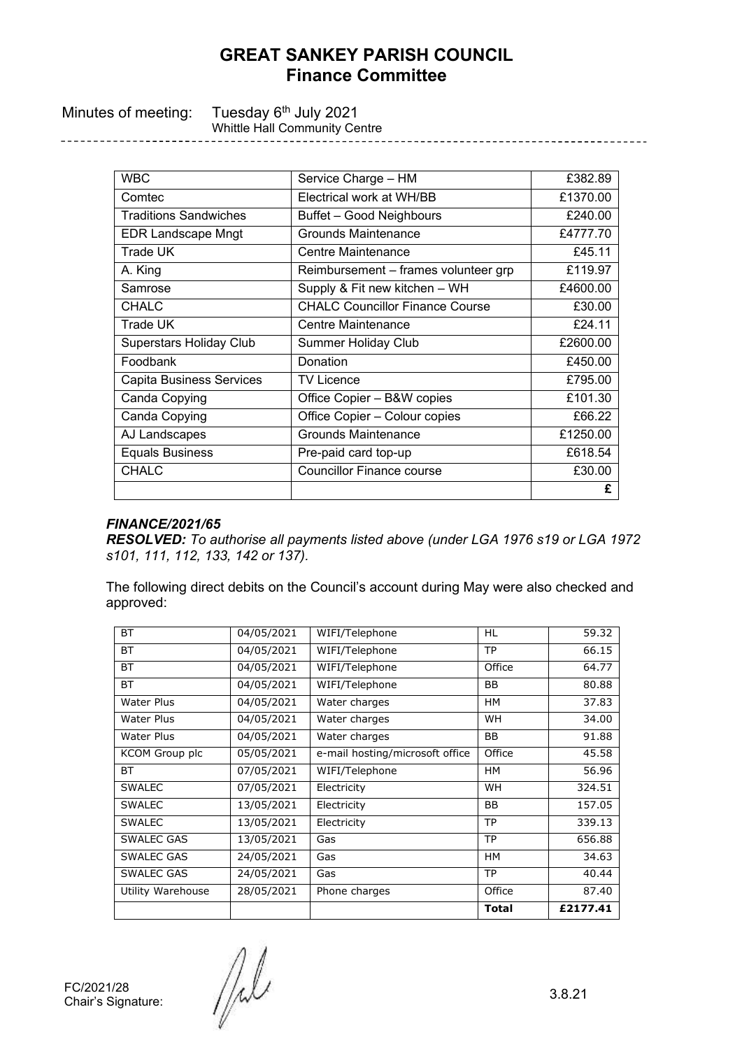# GREAT SANKEY PARISH COUNCIL
## Finance Committee

Minutes of meeting: Tuesday 6th July 2021
Whittle Hall Community Centre

| WBC | Service Charge – HM | £382.89 |
|---|---|---|
| Comtec | Electrical work at WH/BB | £1370.00 |
| Traditions Sandwiches | Buffet – Good Neighbours | £240.00 |
| EDR Landscape Mngt | Grounds Maintenance | £4777.70 |
| Trade UK | Centre Maintenance | £45.11 |
| A. King | Reimbursement – frames volunteer grp | £119.97 |
| Samrose | Supply & Fit new kitchen – WH | £4600.00 |
| CHALC | CHALC Councillor Finance Course | £30.00 |
| Trade UK | Centre Maintenance | £24.11 |
| Superstars Holiday Club | Summer Holiday Club | £2600.00 |
| Foodbank | Donation | £450.00 |
| Capita Business Services | TV Licence | £795.00 |
| Canda Copying | Office Copier – B&W copies | £101.30 |
| Canda Copying | Office Copier – Colour copies | £66.22 |
| AJ Landscapes | Grounds Maintenance | £1250.00 |
| Equals Business | Pre-paid card top-up | £618.54 |
| CHALC | Councillor Finance course | £30.00 |
| | | **£** |

***FINANCE/2021/65***
***RESOLVED:*** *To authorise all payments listed above (under LGA 1976 s19 or LGA 1972 s101, 111, 112, 133, 142 or 137).*

The following direct debits on the Council's account during May were also checked and approved:

| BT | 04/05/2021 | WIFI/Telephone | HL | 59.32 |
|---|---|---|---|---|
| BT | 04/05/2021 | WIFI/Telephone | TP | 66.15 |
| BT | 04/05/2021 | WIFI/Telephone | Office | 64.77 |
| BT | 04/05/2021 | WIFI/Telephone | BB | 80.88 |
| Water Plus | 04/05/2021 | Water charges | HM | 37.83 |
| Water Plus | 04/05/2021 | Water charges | WH | 34.00 |
| Water Plus | 04/05/2021 | Water charges | BB | 91.88 |
| KCOM Group plc | 05/05/2021 | e-mail hosting/microsoft office | Office | 45.58 |
| BT | 07/05/2021 | WIFI/Telephone | HM | 56.96 |
| SWALEC | 07/05/2021 | Electricity | WH | 324.51 |
| SWALEC | 13/05/2021 | Electricity | BB | 157.05 |
| SWALEC | 13/05/2021 | Electricity | TP | 339.13 |
| SWALEC GAS | 13/05/2021 | Gas | TP | 656.88 |
| SWALEC GAS | 24/05/2021 | Gas | HM | 34.63 |
| SWALEC GAS | 24/05/2021 | Gas | TP | 40.44 |
| Utility Warehouse | 28/05/2021 | Phone charges | Office | 87.40 |
| | | | **Total** | **£2177.41** |

FC/2021/28
Chair's Signature: 3.8.21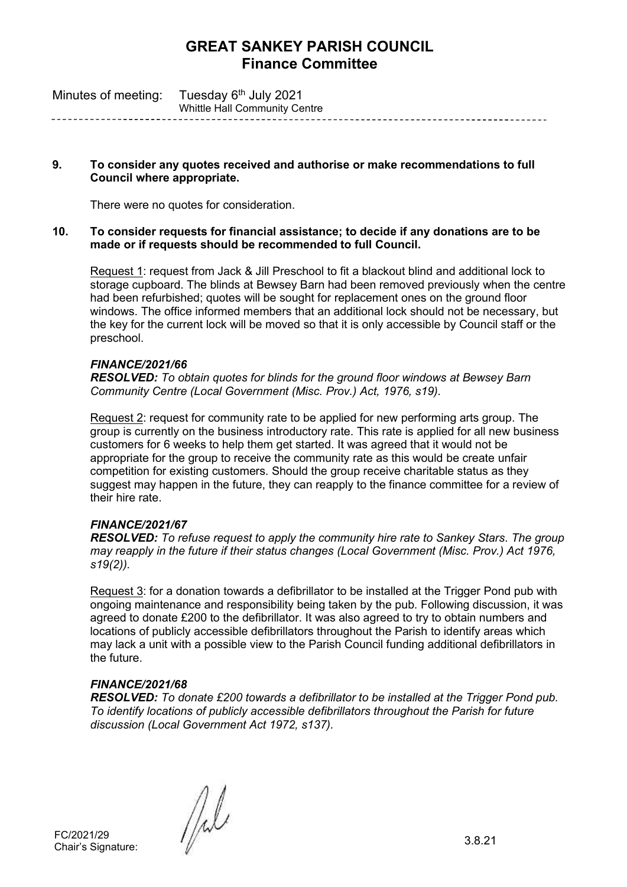# GREAT SANKEY PARISH COUNCIL
## Finance Committee

Minutes of meeting: Tuesday 6th July 2021
Whittle Hall Community Centre

**9. To consider any quotes received and authorise or make recommendations to full Council where appropriate.**

There were no quotes for consideration.

**10. To consider requests for financial assistance; to decide if any donations are to be made or if requests should be recommended to full Council.**

Request 1: request from Jack & Jill Preschool to fit a blackout blind and additional lock to storage cupboard. The blinds at Bewsey Barn had been removed previously when the centre had been refurbished; quotes will be sought for replacement ones on the ground floor windows. The office informed members that an additional lock should not be necessary, but the key for the current lock will be moved so that it is only accessible by Council staff or the preschool.

***FINANCE/2021/66***
***RESOLVED:*** *To obtain quotes for blinds for the ground floor windows at Bewsey Barn Community Centre (Local Government (Misc. Prov.) Act, 1976, s19).*

Request 2: request for community rate to be applied for new performing arts group. The group is currently on the business introductory rate. This rate is applied for all new business customers for 6 weeks to help them get started. It was agreed that it would not be appropriate for the group to receive the community rate as this would be create unfair competition for existing customers. Should the group receive charitable status as they suggest may happen in the future, they can reapply to the finance committee for a review of their hire rate.

***FINANCE/2021/67***
***RESOLVED:*** *To refuse request to apply the community hire rate to Sankey Stars. The group may reapply in the future if their status changes (Local Government (Misc. Prov.) Act 1976, s19(2)).*

Request 3: for a donation towards a defibrillator to be installed at the Trigger Pond pub with ongoing maintenance and responsibility being taken by the pub. Following discussion, it was agreed to donate £200 to the defibrillator. It was also agreed to try to obtain numbers and locations of publicly accessible defibrillators throughout the Parish to identify areas which may lack a unit with a possible view to the Parish Council funding additional defibrillators in the future.

***FINANCE/2021/68***
***RESOLVED:*** *To donate £200 towards a defibrillator to be installed at the Trigger Pond pub. To identify locations of publicly accessible defibrillators throughout the Parish for future discussion (Local Government Act 1972, s137).*

FC/2021/29
Chair's Signature: 3.8.21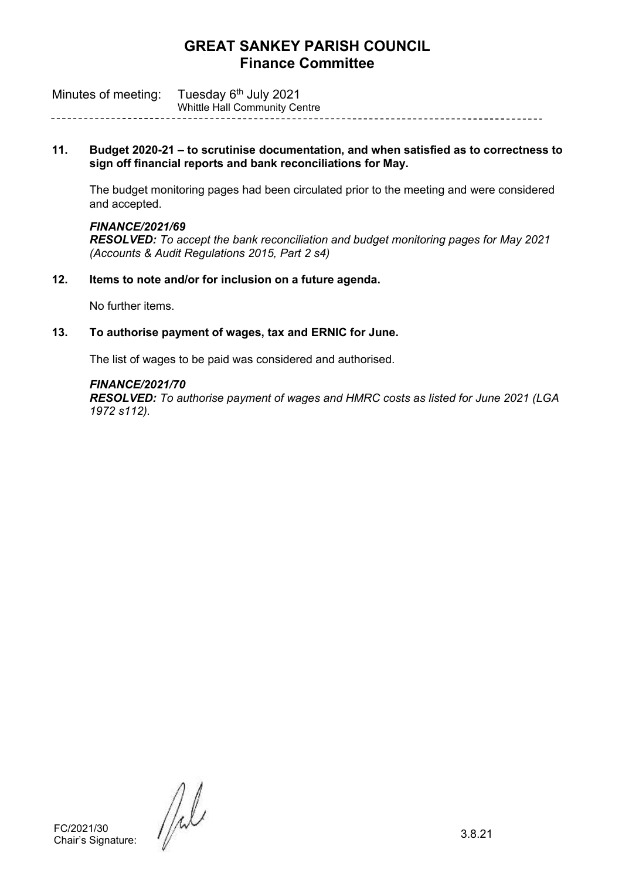# GREAT SANKEY PARISH COUNCIL
## Finance Committee

Minutes of meeting: Tuesday 6th July 2021
Whittle Hall Community Centre

**11. Budget 2020-21 – to scrutinise documentation, and when satisfied as to correctness to sign off financial reports and bank reconciliations for May.**

The budget monitoring pages had been circulated prior to the meeting and were considered and accepted.

***FINANCE/2021/69***
***RESOLVED:*** *To accept the bank reconciliation and budget monitoring pages for May 2021 (Accounts & Audit Regulations 2015, Part 2 s4)*

**12. Items to note and/or for inclusion on a future agenda.**

No further items.

**13. To authorise payment of wages, tax and ERNIC for June.**

The list of wages to be paid was considered and authorised.

***FINANCE/2021/70***
***RESOLVED:*** *To authorise payment of wages and HMRC costs as listed for June 2021 (LGA 1972 s112).*

FC/2021/30
Chair's Signature: 3.8.21